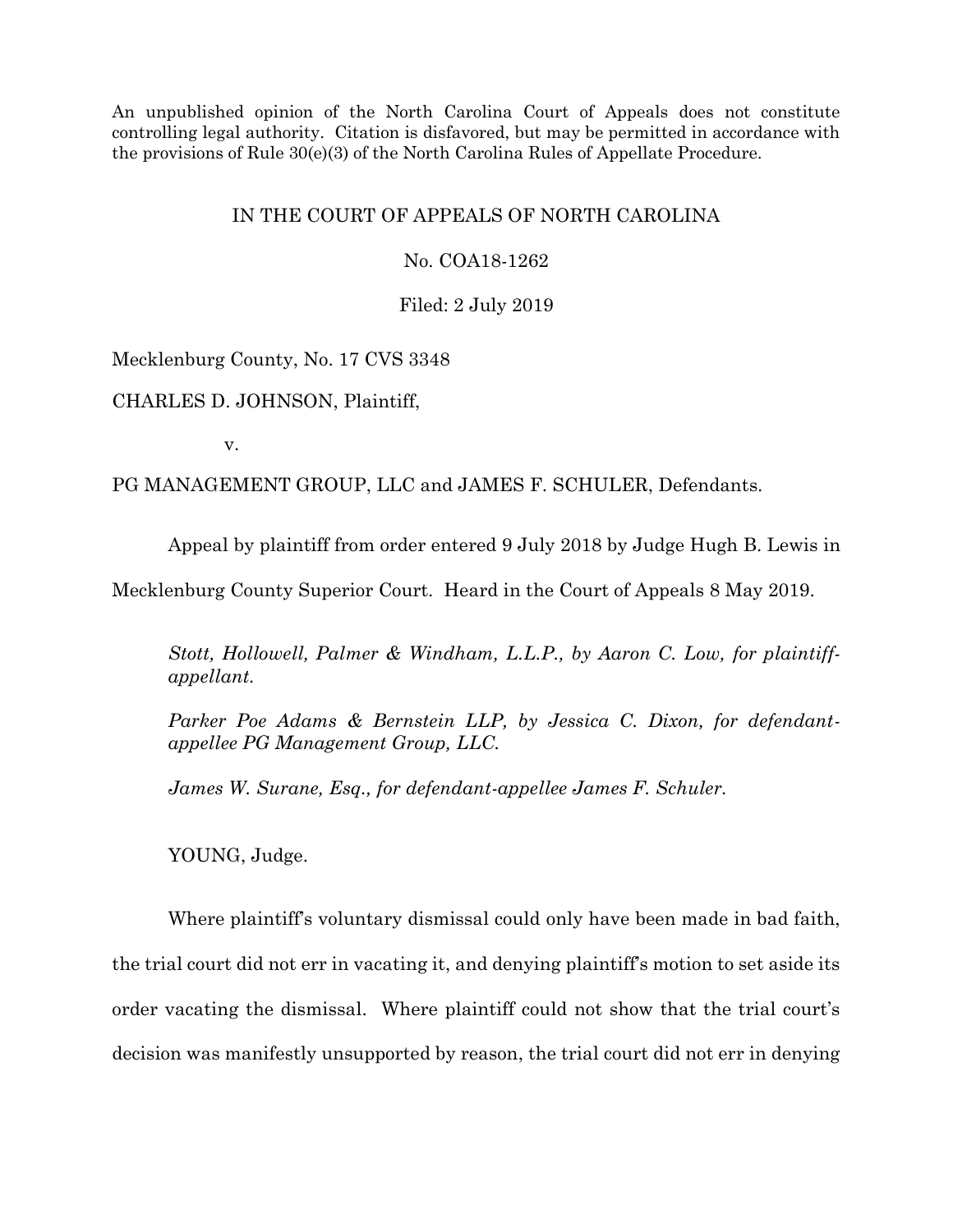An unpublished opinion of the North Carolina Court of Appeals does not constitute controlling legal authority. Citation is disfavored, but may be permitted in accordance with the provisions of Rule 30(e)(3) of the North Carolina Rules of Appellate Procedure.

IN THE COURT OF APPEALS OF NORTH CAROLINA

No. COA18-1262

Filed: 2 July 2019

Mecklenburg County, No. 17 CVS 3348

CHARLES D. JOHNSON, Plaintiff,

v.

PG MANAGEMENT GROUP, LLC and JAMES F. SCHULER, Defendants.

Appeal by plaintiff from order entered 9 July 2018 by Judge Hugh B. Lewis in Mecklenburg County Superior Court. Heard in the Court of Appeals 8 May 2019.

*Stott, Hollowell, Palmer & Windham, L.L.P., by Aaron C. Low, for plaintiff-appellant.*

*Parker Poe Adams & Bernstein LLP, by Jessica C. Dixon, for defendant-appellee PG Management Group, LLC.*

*James W. Surane, Esq., for defendant-appellee James F. Schuler.*

YOUNG, Judge.

Where plaintiff's voluntary dismissal could only have been made in bad faith, the trial court did not err in vacating it, and denying plaintiff's motion to set aside its order vacating the dismissal. Where plaintiff could not show that the trial court's decision was manifestly unsupported by reason, the trial court did not err in denying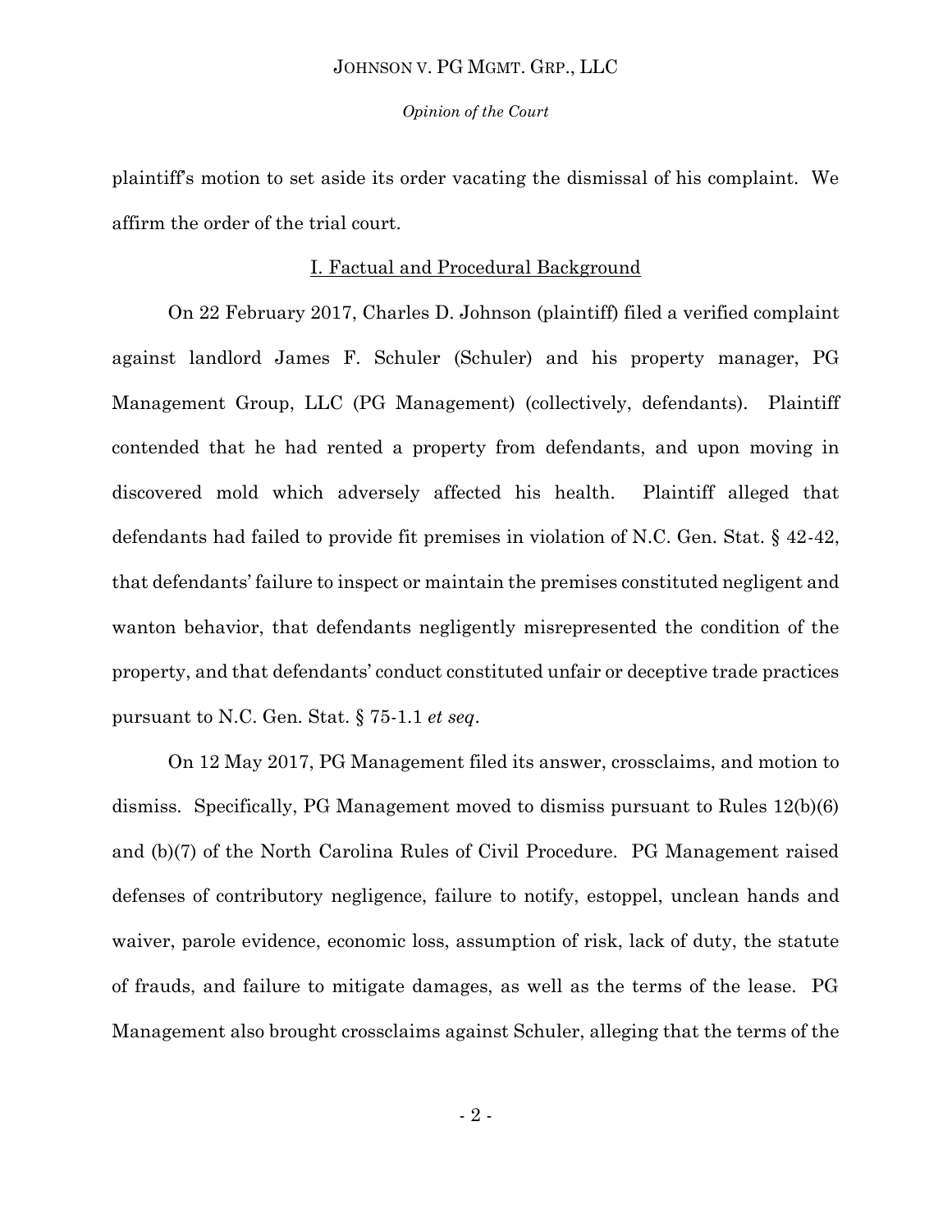plaintiff's motion to set aside its order vacating the dismissal of his complaint. We affirm the order of the trial court.

## I. Factual and Procedural Background

On 22 February 2017, Charles D. Johnson (plaintiff) filed a verified complaint against landlord James F. Schuler (Schuler) and his property manager, PG Management Group, LLC (PG Management) (collectively, defendants). Plaintiff contended that he had rented a property from defendants, and upon moving in discovered mold which adversely affected his health. Plaintiff alleged that defendants had failed to provide fit premises in violation of N.C. Gen. Stat. § 42-42, that defendants' failure to inspect or maintain the premises constituted negligent and wanton behavior, that defendants negligently misrepresented the condition of the property, and that defendants' conduct constituted unfair or deceptive trade practices pursuant to N.C. Gen. Stat. § 75-1.1 *et seq*.

On 12 May 2017, PG Management filed its answer, crossclaims, and motion to dismiss. Specifically, PG Management moved to dismiss pursuant to Rules 12(b)(6) and (b)(7) of the North Carolina Rules of Civil Procedure. PG Management raised defenses of contributory negligence, failure to notify, estoppel, unclean hands and waiver, parole evidence, economic loss, assumption of risk, lack of duty, the statute of frauds, and failure to mitigate damages, as well as the terms of the lease. PG Management also brought crossclaims against Schuler, alleging that the terms of the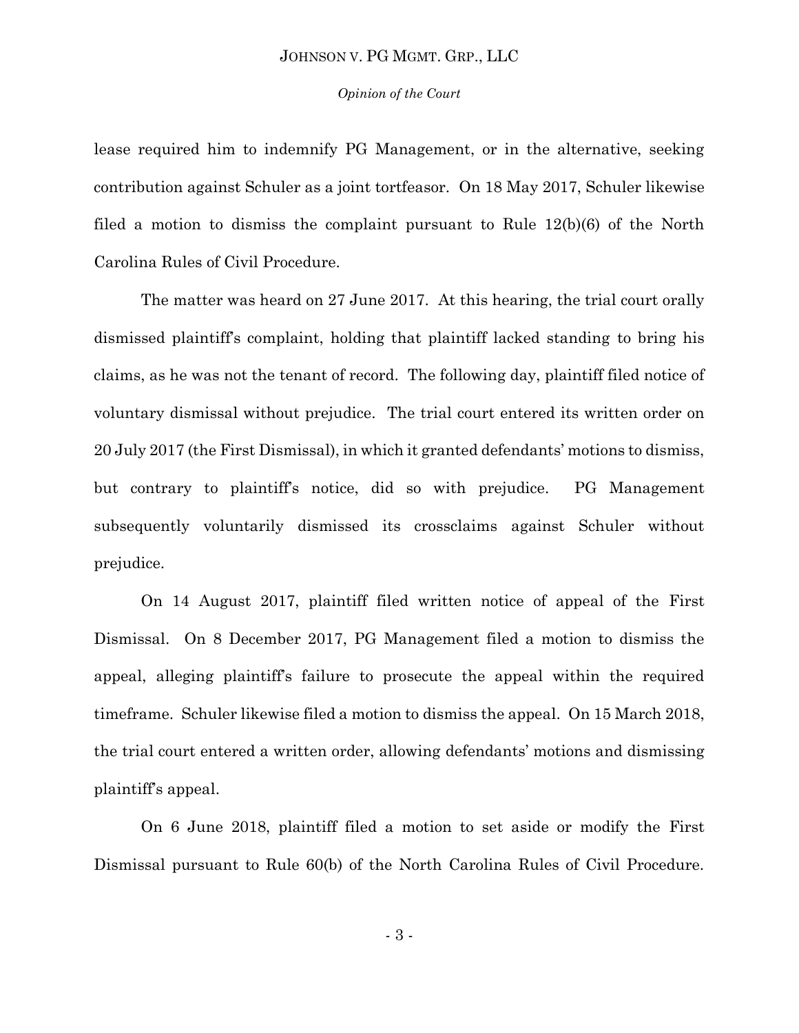lease required him to indemnify PG Management, or in the alternative, seeking contribution against Schuler as a joint tortfeasor. On 18 May 2017, Schuler likewise filed a motion to dismiss the complaint pursuant to Rule 12(b)(6) of the North Carolina Rules of Civil Procedure.

The matter was heard on 27 June 2017. At this hearing, the trial court orally dismissed plaintiff's complaint, holding that plaintiff lacked standing to bring his claims, as he was not the tenant of record. The following day, plaintiff filed notice of voluntary dismissal without prejudice. The trial court entered its written order on 20 July 2017 (the First Dismissal), in which it granted defendants' motions to dismiss, but contrary to plaintiff's notice, did so with prejudice. PG Management subsequently voluntarily dismissed its crossclaims against Schuler without prejudice.

On 14 August 2017, plaintiff filed written notice of appeal of the First Dismissal. On 8 December 2017, PG Management filed a motion to dismiss the appeal, alleging plaintiff's failure to prosecute the appeal within the required timeframe. Schuler likewise filed a motion to dismiss the appeal. On 15 March 2018, the trial court entered a written order, allowing defendants' motions and dismissing plaintiff's appeal.

On 6 June 2018, plaintiff filed a motion to set aside or modify the First Dismissal pursuant to Rule 60(b) of the North Carolina Rules of Civil Procedure.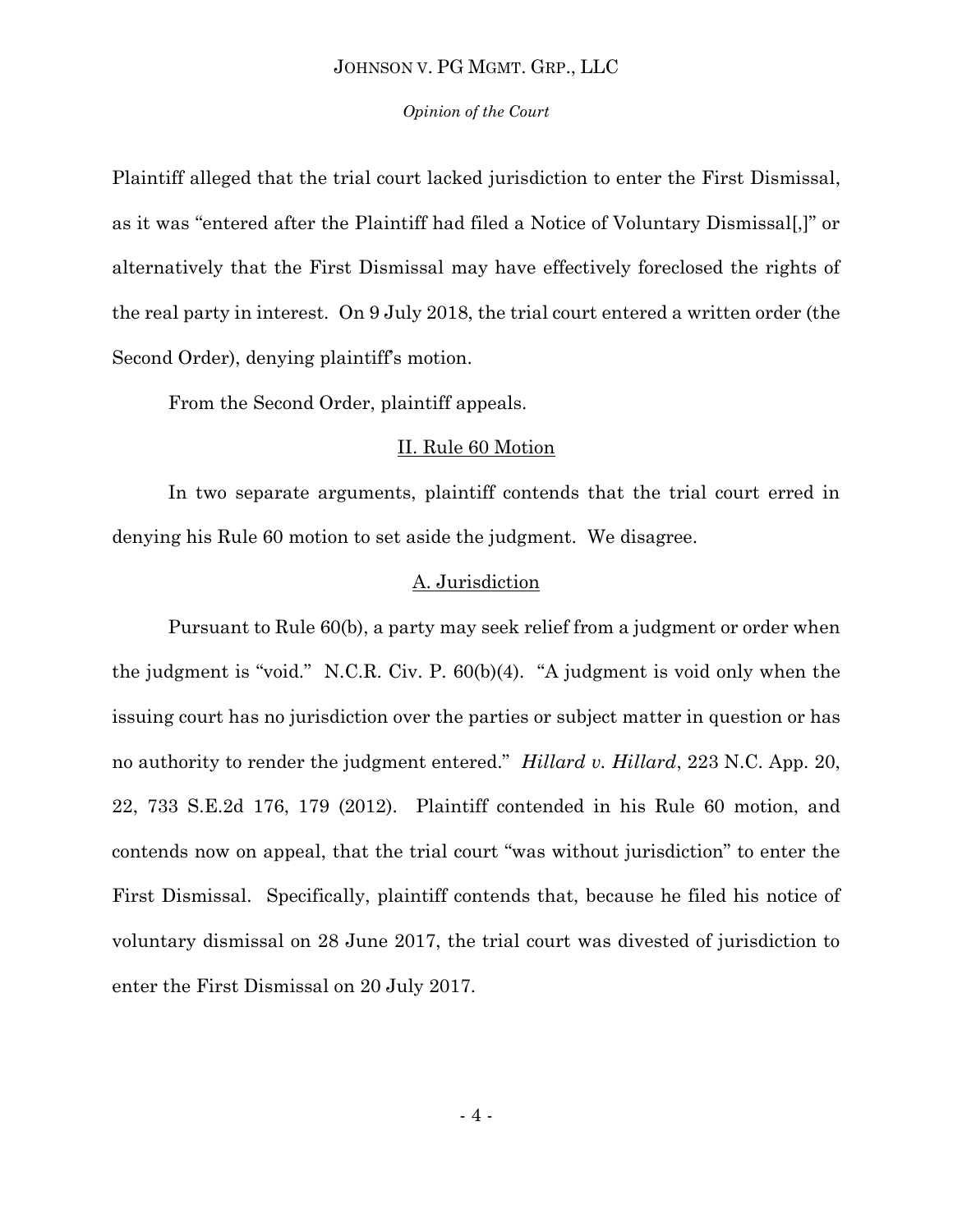Plaintiff alleged that the trial court lacked jurisdiction to enter the First Dismissal, as it was "entered after the Plaintiff had filed a Notice of Voluntary Dismissal[,]" or alternatively that the First Dismissal may have effectively foreclosed the rights of the real party in interest. On 9 July 2018, the trial court entered a written order (the Second Order), denying plaintiff's motion.

From the Second Order, plaintiff appeals.

## II. Rule 60 Motion

In two separate arguments, plaintiff contends that the trial court erred in denying his Rule 60 motion to set aside the judgment. We disagree.

### A. Jurisdiction

Pursuant to Rule 60(b), a party may seek relief from a judgment or order when the judgment is "void." N.C.R. Civ. P. 60(b)(4). "A judgment is void only when the issuing court has no jurisdiction over the parties or subject matter in question or has no authority to render the judgment entered." *Hillard v. Hillard*, 223 N.C. App. 20, 22, 733 S.E.2d 176, 179 (2012). Plaintiff contended in his Rule 60 motion, and contends now on appeal, that the trial court "was without jurisdiction" to enter the First Dismissal. Specifically, plaintiff contends that, because he filed his notice of voluntary dismissal on 28 June 2017, the trial court was divested of jurisdiction to enter the First Dismissal on 20 July 2017.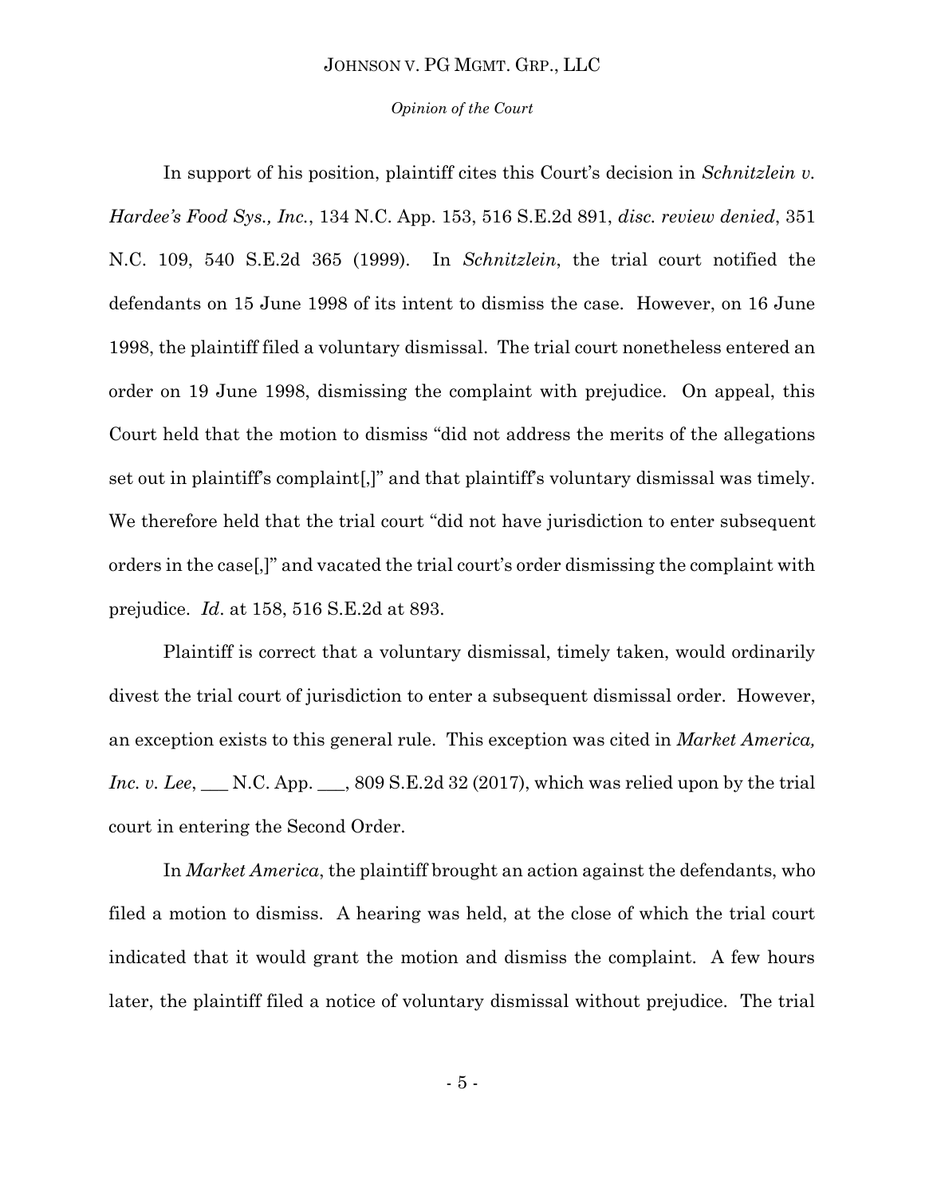In support of his position, plaintiff cites this Court's decision in *Schnitzlein v. Hardee's Food Sys., Inc.*, 134 N.C. App. 153, 516 S.E.2d 891, *disc. review denied*, 351 N.C. 109, 540 S.E.2d 365 (1999). In *Schnitzlein*, the trial court notified the defendants on 15 June 1998 of its intent to dismiss the case. However, on 16 June 1998, the plaintiff filed a voluntary dismissal. The trial court nonetheless entered an order on 19 June 1998, dismissing the complaint with prejudice. On appeal, this Court held that the motion to dismiss "did not address the merits of the allegations set out in plaintiff's complaint[,]" and that plaintiff's voluntary dismissal was timely. We therefore held that the trial court "did not have jurisdiction to enter subsequent orders in the case[,]" and vacated the trial court's order dismissing the complaint with prejudice. *Id*. at 158, 516 S.E.2d at 893.

Plaintiff is correct that a voluntary dismissal, timely taken, would ordinarily divest the trial court of jurisdiction to enter a subsequent dismissal order. However, an exception exists to this general rule. This exception was cited in *Market America, Inc. v. Lee*, ___ N.C. App. ___, 809 S.E.2d 32 (2017), which was relied upon by the trial court in entering the Second Order.

In *Market America*, the plaintiff brought an action against the defendants, who filed a motion to dismiss. A hearing was held, at the close of which the trial court indicated that it would grant the motion and dismiss the complaint. A few hours later, the plaintiff filed a notice of voluntary dismissal without prejudice. The trial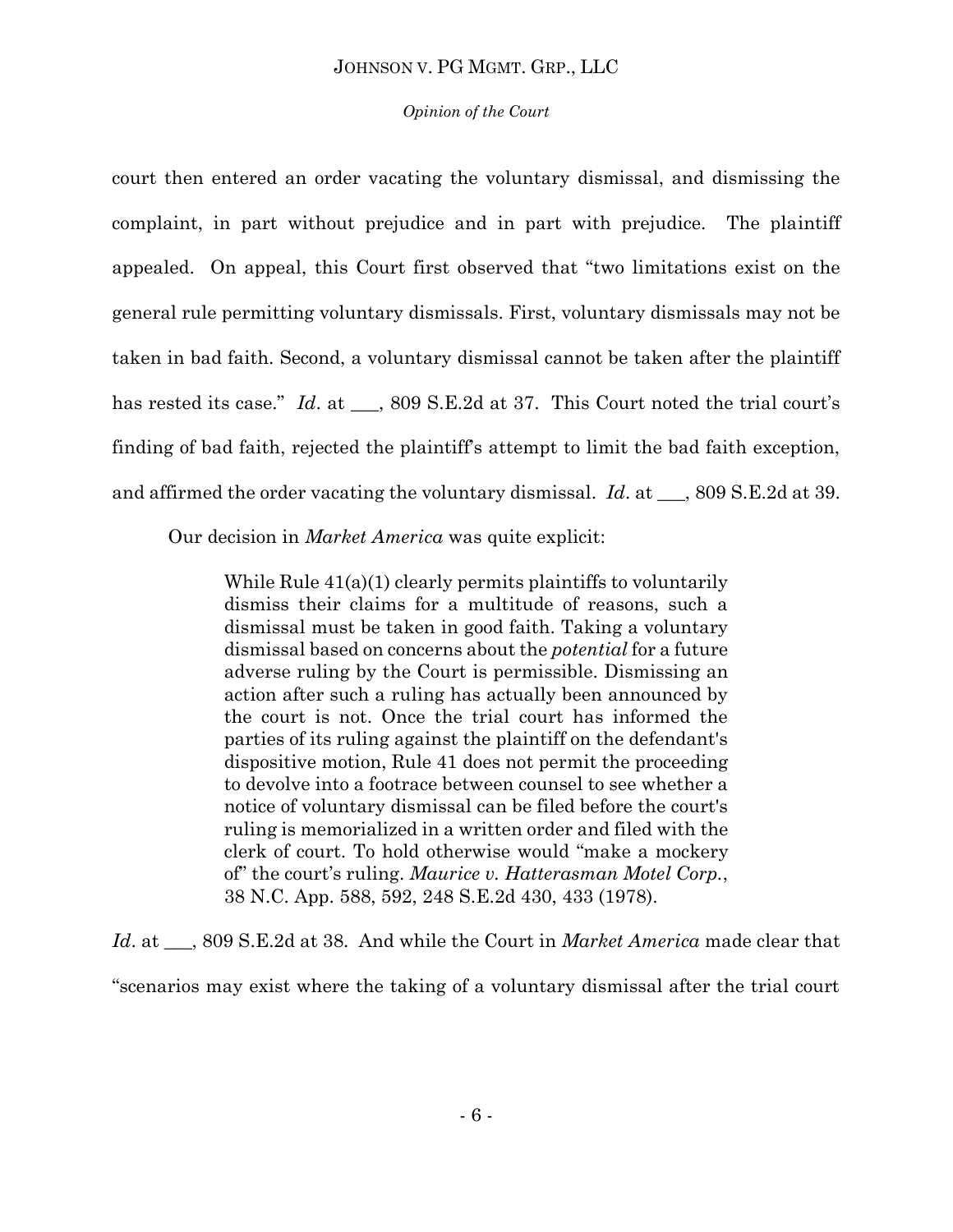court then entered an order vacating the voluntary dismissal, and dismissing the complaint, in part without prejudice and in part with prejudice. The plaintiff appealed. On appeal, this Court first observed that "two limitations exist on the general rule permitting voluntary dismissals. First, voluntary dismissals may not be taken in bad faith. Second, a voluntary dismissal cannot be taken after the plaintiff has rested its case." *Id*. at ___, 809 S.E.2d at 37. This Court noted the trial court's finding of bad faith, rejected the plaintiff's attempt to limit the bad faith exception, and affirmed the order vacating the voluntary dismissal. *Id*. at ___, 809 S.E.2d at 39.

Our decision in *Market America* was quite explicit:

> While Rule 41(a)(1) clearly permits plaintiffs to voluntarily dismiss their claims for a multitude of reasons, such a dismissal must be taken in good faith. Taking a voluntary dismissal based on concerns about the *potential* for a future adverse ruling by the Court is permissible. Dismissing an action after such a ruling has actually been announced by the court is not. Once the trial court has informed the parties of its ruling against the plaintiff on the defendant's dispositive motion, Rule 41 does not permit the proceeding to devolve into a footrace between counsel to see whether a notice of voluntary dismissal can be filed before the court's ruling is memorialized in a written order and filed with the clerk of court. To hold otherwise would "make a mockery of" the court's ruling. *Maurice v. Hatterasman Motel Corp.*, 38 N.C. App. 588, 592, 248 S.E.2d 430, 433 (1978).

*Id*. at ___, 809 S.E.2d at 38. And while the Court in *Market America* made clear that "scenarios may exist where the taking of a voluntary dismissal after the trial court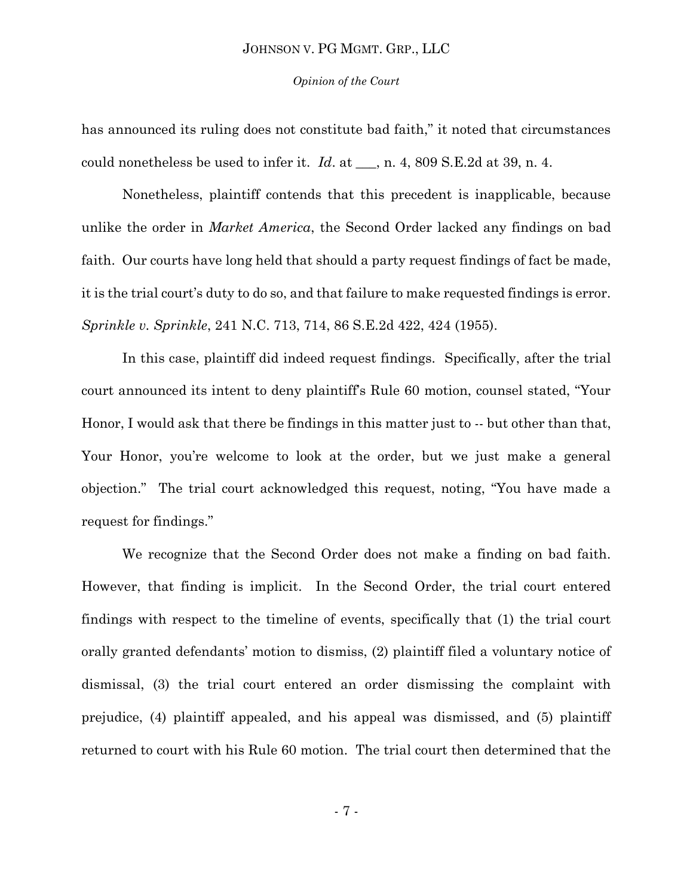has announced its ruling does not constitute bad faith," it noted that circumstances could nonetheless be used to infer it. *Id*. at ___, n. 4, 809 S.E.2d at 39, n. 4.

Nonetheless, plaintiff contends that this precedent is inapplicable, because unlike the order in *Market America*, the Second Order lacked any findings on bad faith. Our courts have long held that should a party request findings of fact be made, it is the trial court's duty to do so, and that failure to make requested findings is error. *Sprinkle v. Sprinkle*, 241 N.C. 713, 714, 86 S.E.2d 422, 424 (1955).

In this case, plaintiff did indeed request findings. Specifically, after the trial court announced its intent to deny plaintiff's Rule 60 motion, counsel stated, "Your Honor, I would ask that there be findings in this matter just to -- but other than that, Your Honor, you're welcome to look at the order, but we just make a general objection." The trial court acknowledged this request, noting, "You have made a request for findings."

We recognize that the Second Order does not make a finding on bad faith. However, that finding is implicit. In the Second Order, the trial court entered findings with respect to the timeline of events, specifically that (1) the trial court orally granted defendants' motion to dismiss, (2) plaintiff filed a voluntary notice of dismissal, (3) the trial court entered an order dismissing the complaint with prejudice, (4) plaintiff appealed, and his appeal was dismissed, and (5) plaintiff returned to court with his Rule 60 motion. The trial court then determined that the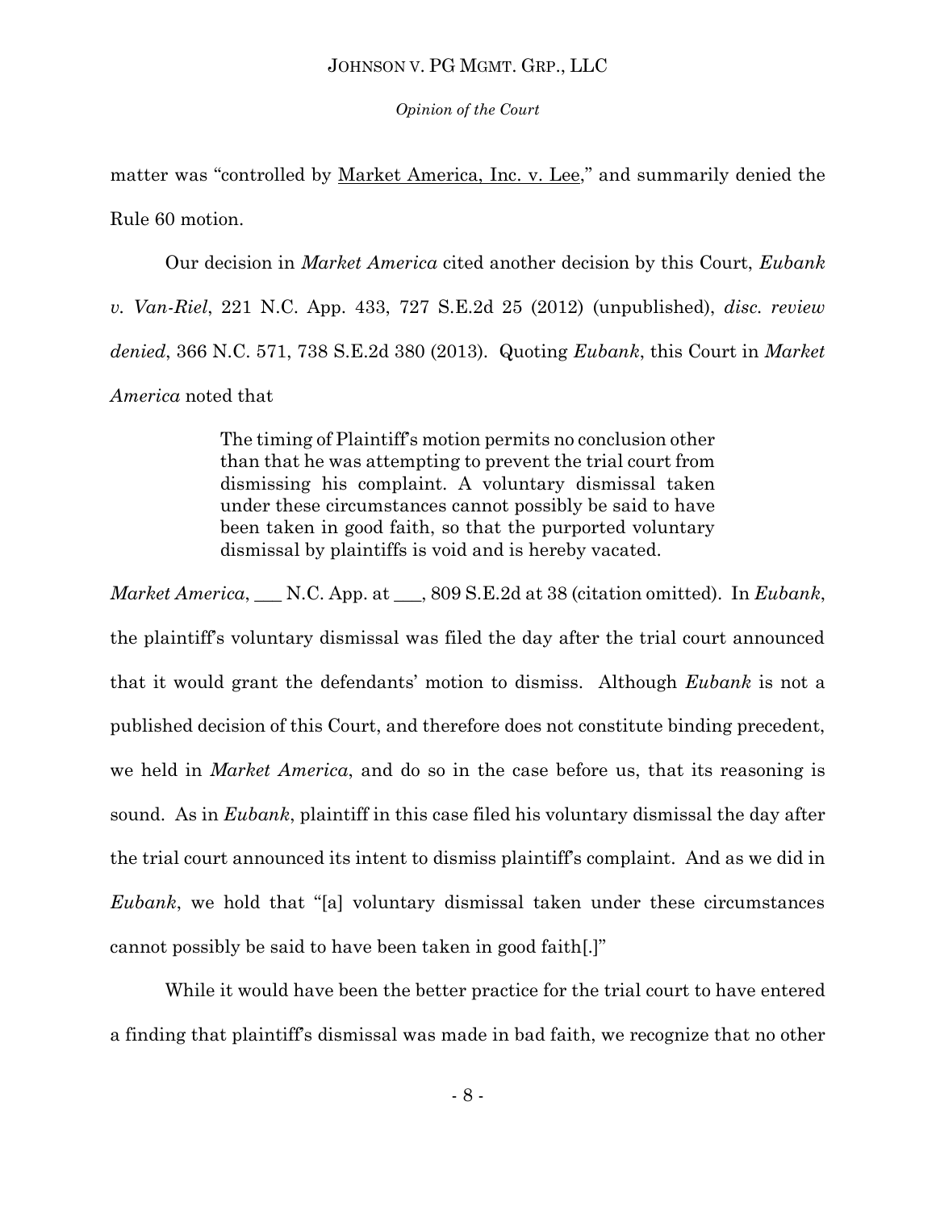matter was "controlled by Market America, Inc. v. Lee," and summarily denied the Rule 60 motion.

Our decision in *Market America* cited another decision by this Court, *Eubank v. Van-Riel*, 221 N.C. App. 433, 727 S.E.2d 25 (2012) (unpublished), *disc. review denied*, 366 N.C. 571, 738 S.E.2d 380 (2013). Quoting *Eubank*, this Court in *Market America* noted that

> The timing of Plaintiff's motion permits no conclusion other than that he was attempting to prevent the trial court from dismissing his complaint. A voluntary dismissal taken under these circumstances cannot possibly be said to have been taken in good faith, so that the purported voluntary dismissal by plaintiffs is void and is hereby vacated.

*Market America*, ___ N.C. App. at ___, 809 S.E.2d at 38 (citation omitted). In *Eubank*, the plaintiff's voluntary dismissal was filed the day after the trial court announced that it would grant the defendants' motion to dismiss. Although *Eubank* is not a published decision of this Court, and therefore does not constitute binding precedent, we held in *Market America*, and do so in the case before us, that its reasoning is sound. As in *Eubank*, plaintiff in this case filed his voluntary dismissal the day after the trial court announced its intent to dismiss plaintiff's complaint. And as we did in *Eubank*, we hold that "[a] voluntary dismissal taken under these circumstances cannot possibly be said to have been taken in good faith[.]"

While it would have been the better practice for the trial court to have entered a finding that plaintiff's dismissal was made in bad faith, we recognize that no other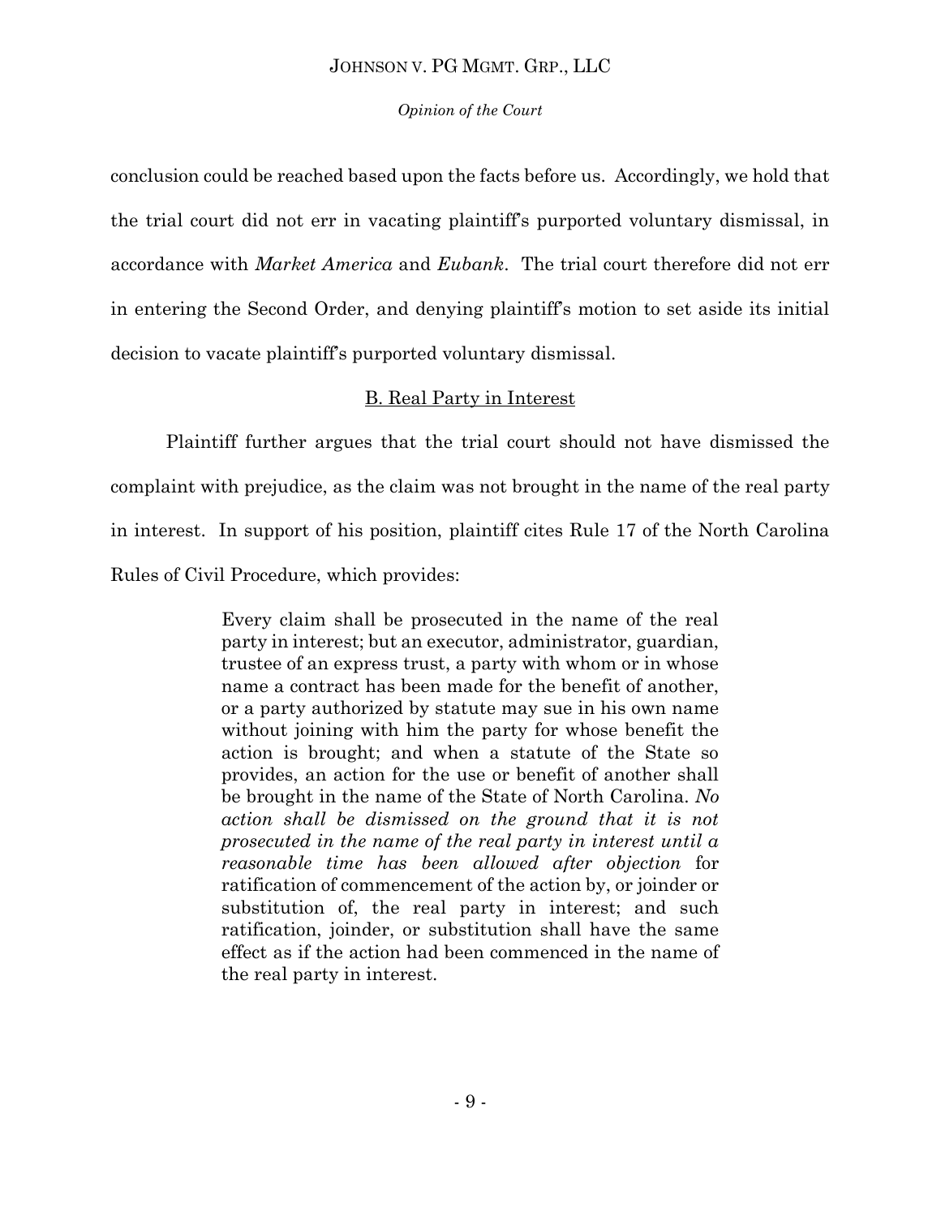conclusion could be reached based upon the facts before us. Accordingly, we hold that the trial court did not err in vacating plaintiff's purported voluntary dismissal, in accordance with *Market America* and *Eubank*. The trial court therefore did not err in entering the Second Order, and denying plaintiff's motion to set aside its initial decision to vacate plaintiff's purported voluntary dismissal.

## B. Real Party in Interest

Plaintiff further argues that the trial court should not have dismissed the complaint with prejudice, as the claim was not brought in the name of the real party in interest. In support of his position, plaintiff cites Rule 17 of the North Carolina Rules of Civil Procedure, which provides:

> Every claim shall be prosecuted in the name of the real party in interest; but an executor, administrator, guardian, trustee of an express trust, a party with whom or in whose name a contract has been made for the benefit of another, or a party authorized by statute may sue in his own name without joining with him the party for whose benefit the action is brought; and when a statute of the State so provides, an action for the use or benefit of another shall be brought in the name of the State of North Carolina. *No action shall be dismissed on the ground that it is not prosecuted in the name of the real party in interest until a reasonable time has been allowed after objection* for ratification of commencement of the action by, or joinder or substitution of, the real party in interest; and such ratification, joinder, or substitution shall have the same effect as if the action had been commenced in the name of the real party in interest.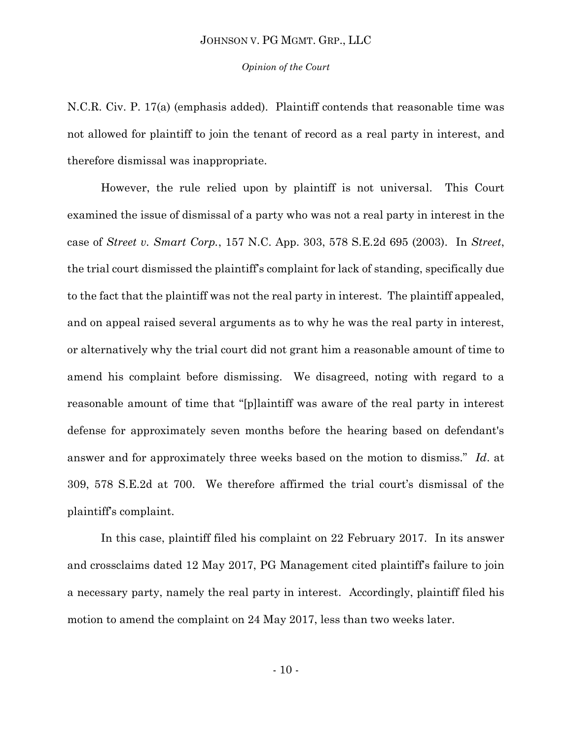N.C.R. Civ. P. 17(a) (emphasis added). Plaintiff contends that reasonable time was not allowed for plaintiff to join the tenant of record as a real party in interest, and therefore dismissal was inappropriate.

However, the rule relied upon by plaintiff is not universal. This Court examined the issue of dismissal of a party who was not a real party in interest in the case of *Street v. Smart Corp.*, 157 N.C. App. 303, 578 S.E.2d 695 (2003). In *Street*, the trial court dismissed the plaintiff's complaint for lack of standing, specifically due to the fact that the plaintiff was not the real party in interest. The plaintiff appealed, and on appeal raised several arguments as to why he was the real party in interest, or alternatively why the trial court did not grant him a reasonable amount of time to amend his complaint before dismissing. We disagreed, noting with regard to a reasonable amount of time that "[p]laintiff was aware of the real party in interest defense for approximately seven months before the hearing based on defendant's answer and for approximately three weeks based on the motion to dismiss." *Id*. at 309, 578 S.E.2d at 700. We therefore affirmed the trial court's dismissal of the plaintiff's complaint.

In this case, plaintiff filed his complaint on 22 February 2017. In its answer and crossclaims dated 12 May 2017, PG Management cited plaintiff's failure to join a necessary party, namely the real party in interest. Accordingly, plaintiff filed his motion to amend the complaint on 24 May 2017, less than two weeks later.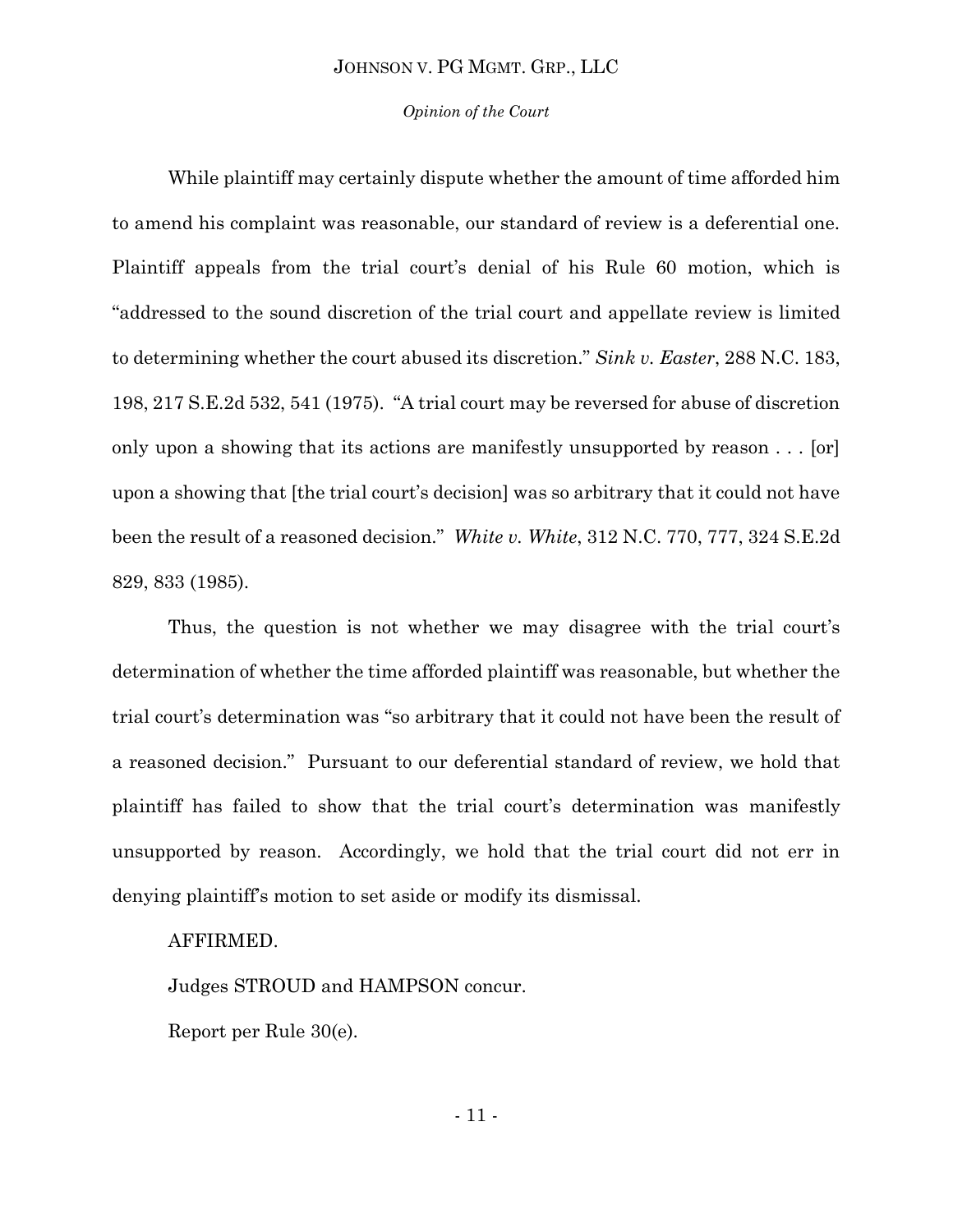While plaintiff may certainly dispute whether the amount of time afforded him to amend his complaint was reasonable, our standard of review is a deferential one. Plaintiff appeals from the trial court's denial of his Rule 60 motion, which is "addressed to the sound discretion of the trial court and appellate review is limited to determining whether the court abused its discretion." *Sink v. Easter*, 288 N.C. 183, 198, 217 S.E.2d 532, 541 (1975). "A trial court may be reversed for abuse of discretion only upon a showing that its actions are manifestly unsupported by reason . . . [or] upon a showing that [the trial court's decision] was so arbitrary that it could not have been the result of a reasoned decision." *White v. White*, 312 N.C. 770, 777, 324 S.E.2d 829, 833 (1985).

Thus, the question is not whether we may disagree with the trial court's determination of whether the time afforded plaintiff was reasonable, but whether the trial court's determination was "so arbitrary that it could not have been the result of a reasoned decision." Pursuant to our deferential standard of review, we hold that plaintiff has failed to show that the trial court's determination was manifestly unsupported by reason. Accordingly, we hold that the trial court did not err in denying plaintiff's motion to set aside or modify its dismissal.

AFFIRMED.

Judges STROUD and HAMPSON concur.

Report per Rule 30(e).